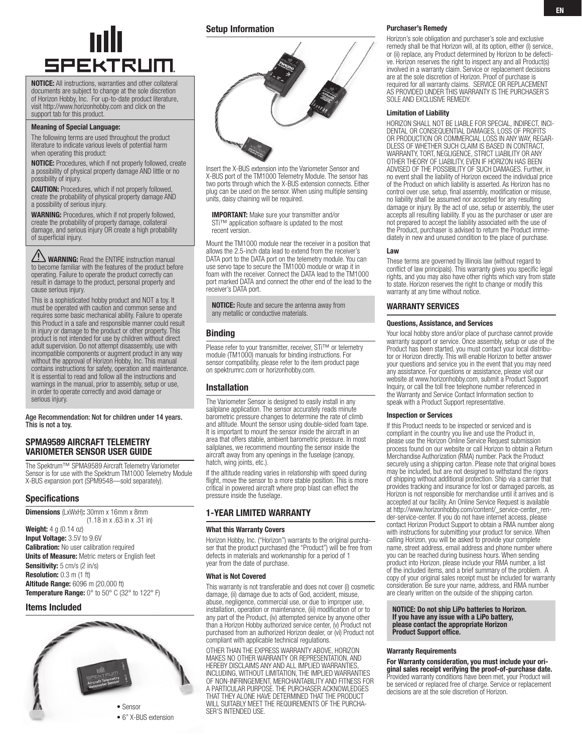**NOTICE:** All instructions, warranties and other collateral documents are subject to change at the sole discretion of Horizon Hobby, Inc. For up-to-date product literature, visit http://www.horizonhobby.com and click on the support tab for this product.

**Meaning of Special Language:**

The following terms are used throughout the product literature to indicate various levels of potential harm when operating this product:

**NOTICE:** Procedures, which if not properly followed, create a possibility of physical property damage AND little or no possibility of injury.

**CAUTION:** Procedures, which if not properly followed, create the probability of physical property damage AND a possibility of serious injury.

**WARNING:** Procedures, which if not properly followed, create the probability of property damage, collateral damage, and serious injury OR create a high probability of superficial injury.

**WARNING:** Read the ENTIRE instruction manual to become familiar with the features of the product before operating. Failure to operate the product correctly can result in damage to the product, personal property and cause serious injury.

This is a sophisticated hobby product and NOT a toy. It must be operated with caution and common sense and requires some basic mechanical ability. Failure to operate this Product in a safe and responsible manner could result in injury or damage to the product or other property. This product is not intended for use by children without direct adult supervision. Do not attempt disassembly, use with incompatible components or augment product in any way without the approval of Horizon Hobby, Inc. This manual contains instructions for safety, operation and maintenance. It is essential to read and follow all the instructions and warnings in the manual, prior to assembly, setup or use, in order to operate correctly and avoid damage or serious injury.

**Age Recommendation: Not for children under 14 years. This is not a toy.**

## SPMA9589 AIRCRAFT TELEMETRY VARIOMETER SENSOR USER GUIDE

The Spektrum™ SPMA9589 Aircraft Telemetry Variometer Sensor is for use with the Spektrum TM1000 Telemetry Module X-BUS expansion port (SPM9548—sold separately).

## Specifications

**Dimensions** (LxWxH)**:** 30mm x 16mm x 8mm (1.18 in x .63 in x .31 in)
**Weight:** 4 g (0.14 oz)
**Input Voltage:** 3.5V to 9.6V
**Calibration:** No user calibration required
**Units of Measure:** Metric meters or English feet
**Sensitivity:** 5 cm/s (2 in/s)
**Resolution:** 0.3 m (1 ft)
**Altitude Range:** 6096 m (20,000 ft)
**Temperature Range:** 0° to 50° C (32° to 122° F)

## Items Included

- Sensor
- 6" X-BUS extension

## Setup Information

Insert the X-BUS extension into the Variometer Sensor and X-BUS port of the TM1000 Telemetry Module. The sensor has two ports through which the X-BUS extension connects. Either plug can be used on the sensor. When using multiple sensing units, daisy chaining will be required.

**IMPORTANT:** Make sure your transmitter and/or STi™ application software is updated to the most recent version.

Mount the TM1000 module near the receiver in a position that allows the 2.5-inch data lead to extend from the receiver's DATA port to the DATA port on the telemetry module. You can use servo tape to secure the TM1000 module or wrap it in foam with the receiver. Connect the DATA lead to the TM1000 port marked DATA and connect the other end of the lead to the receiver's DATA port.

**NOTICE:** Route and secure the antenna away from any metallic or conductive materials.

## Binding

Please refer to your transmitter, receiver, STi™ or telemetry module (TM1000) manuals for binding instructions. For sensor compatibility, please refer to the item product page on spektrumrc.com or horizonhobby.com.

## Installation

The Variometer Sensor is designed to easily install in any sailplane application. The sensor accurately reads minute barometric pressure changes to determine the rate of climb and altitude. Mount the sensor using double-sided foam tape. It is important to mount the sensor inside the aircraft in an area that offers stable, ambient barometric pressure. In most sailplanes, we recommend mounting the sensor inside the aircraft away from any openings in the fuselage (canopy, hatch, wing joints, etc.).

If the altitude reading varies in relationship with speed during flight, move the sensor to a more stable position. This is more critical in powered aircraft where prop blast can effect the pressure inside the fuselage.

## 1-YEAR LIMITED WARRANTY

### What this Warranty Covers

Horizon Hobby, Inc. ("Horizon") warrants to the original purchaser that the product purchased (the "Product") will be free from defects in materials and workmanship for a period of 1 year from the date of purchase.

### What is Not Covered

This warranty is not transferable and does not cover (i) cosmetic damage, (ii) damage due to acts of God, accident, misuse, abuse, negligence, commercial use, or due to improper use, installation, operation or maintenance, (iii) modification of or to any part of the Product, (iv) attempted service by anyone other than a Horizon Hobby authorized service center, (v) Product not purchased from an authorized Horizon dealer, or (vi) Product not compliant with applicable technical regulations.

OTHER THAN THE EXPRESS WARRANTY ABOVE, HORIZON MAKES NO OTHER WARRANTY OR REPRESENTATION, AND HEREBY DISCLAIMS ANY AND ALL IMPLIED WARRANTIES, INCLUDING, WITHOUT LIMITATION, THE IMPLIED WARRANTIES OF NON-INFRINGEMENT, MERCHANTABILITY AND FITNESS FOR A PARTICULAR PURPOSE. THE PURCHASER ACKNOWLEDGES THAT THEY ALONE HAVE DETERMINED THAT THE PRODUCT WILL SUITABLY MEET THE REQUIREMENTS OF THE PURCHASER'S INTENDED USE.

### Purchaser's Remedy

Horizon's sole obligation and purchaser's sole and exclusive remedy shall be that Horizon will, at its option, either (i) service, or (ii) replace, any Product determined by Horizon to be defective. Horizon reserves the right to inspect any and all Product(s) involved in a warranty claim. Service or replacement decisions are at the sole discretion of Horizon. Proof of purchase is required for all warranty claims. SERVICE OR REPLACEMENT AS PROVIDED UNDER THIS WARRANTY IS THE PURCHASER'S SOLE AND EXCLUSIVE REMEDY.

### Limitation of Liability

HORIZON SHALL NOT BE LIABLE FOR SPECIAL, INDIRECT, INCIDENTAL OR CONSEQUENTIAL DAMAGES, LOSS OF PROFITS OR PRODUCTION OR COMMERCIAL LOSS IN ANY WAY, REGARDLESS OF WHETHER SUCH CLAIM IS BASED IN CONTRACT, WARRANTY, TORT, NEGLIGENCE, STRICT LIABILITY OR ANY OTHER THEORY OF LIABILITY, EVEN IF HORIZON HAS BEEN ADVISED OF THE POSSIBILITY OF SUCH DAMAGES. Further, in no event shall the liability of Horizon exceed the individual price of the Product on which liability is asserted. As Horizon has no control over use, setup, final assembly, modification or misuse, no liability shall be assumed nor accepted for any resulting damage or injury. By the act of use, setup or assembly, the user accepts all resulting liability. If you as the purchaser or user are not prepared to accept the liability associated with the use of the Product, purchaser is advised to return the Product immediately in new and unused condition to the place of purchase.

### Law

These terms are governed by Illinois law (without regard to conflict of law principals). This warranty gives you specific legal rights, and you may also have other rights which vary from state to state. Horizon reserves the right to change or modify this warranty at any time without notice.

## WARRANTY SERVICES

### Questions, Assistance, and Services

Your local hobby store and/or place of purchase cannot provide warranty support or service. Once assembly, setup or use of the Product has been started, you must contact your local distributor or Horizon directly. This will enable Horizon to better answer your questions and service you in the event that you may need any assistance. For questions or assistance, please visit our website at www.horizonhobby.com, submit a Product Support Inquiry, or call the toll free telephone number referenced in the Warranty and Service Contact Information section to speak with a Product Support representative.

### Inspection or Services

If this Product needs to be inspected or serviced and is compliant in the country you live and use the Product in, please use the Horizon Online Service Request submission process found on our website or call Horizon to obtain a Return Merchandise Authorization (RMA) number. Pack the Product securely using a shipping carton. Please note that original boxes may be included, but are not designed to withstand the rigors of shipping without additional protection. Ship via a carrier that provides tracking and insurance for lost or damaged parcels, as Horizon is not responsible for merchandise until it arrives and is accepted at our facility. An Online Service Request is available at http://www.horizonhobby.com/content/_service-center_render-service-center. If you do not have internet access, please contact Horizon Product Support to obtain a RMA number along with instructions for submitting your product for service. When calling Horizon, you will be asked to provide your complete name, street address, email address and phone number where you can be reached during business hours. When sending product into Horizon, please include your RMA number, a list of the included items, and a brief summary of the problem. A copy of your original sales receipt must be included for warranty consideration. Be sure your name, address, and RMA number are clearly written on the outside of the shipping carton.

**NOTICE: Do not ship LiPo batteries to Horizon. If you have any issue with a LiPo battery, please contact the appropriate Horizon Product Support office.**

### Warranty Requirements

**For Warranty consideration, you must include your original sales receipt verifying the proof-of-purchase date.** Provided warranty conditions have been met, your Product will be serviced or replaced free of charge. Service or replacement decisions are at the sole discretion of Horizon.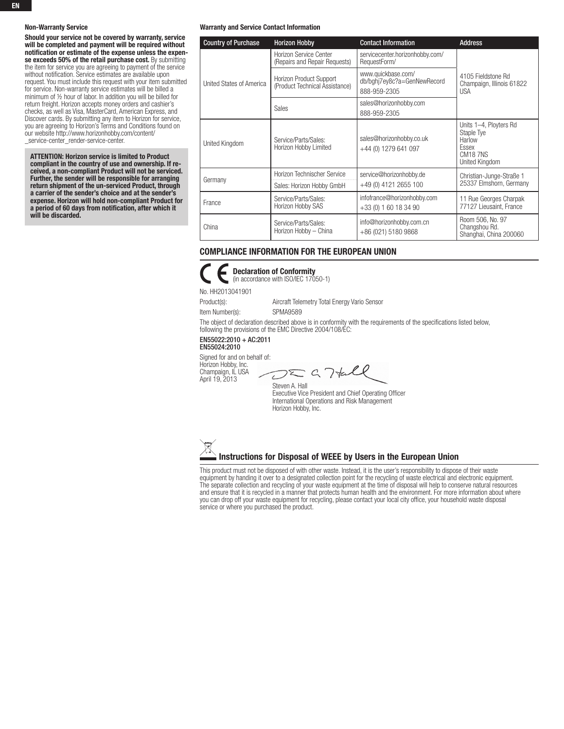### Non-Warranty Service

**Should your service not be covered by warranty, service will be completed and payment will be required without notification or estimate of the expense unless the expense exceeds 50% of the retail purchase cost.** By submitting the item for service you are agreeing to payment of the service without notification. Service estimates are available upon request. You must include this request with your item submitted for service. Non-warranty service estimates will be billed a minimum of ½ hour of labor. In addition you will be billed for return freight. Horizon accepts money orders and cashier's checks, as well as Visa, MasterCard, American Express, and Discover cards. By submitting any item to Horizon for service, you are agreeing to Horizon's Terms and Conditions found on our website http://www.horizonhobby.com/content/_service-center_render-service-center.

**ATTENTION: Horizon service is limited to Product compliant in the country of use and ownership. If received, a non-compliant Product will not be serviced. Further, the sender will be responsible for arranging return shipment of the un-serviced Product, through a carrier of the sender's choice and at the sender's expense. Horizon will hold non-compliant Product for a period of 60 days from notification, after which it will be discarded.**

### Warranty and Service Contact Information

| Country of Purchase | Horizon Hobby | Contact Information | Address |
|---|---|---|---|
| United States of America | Horizon Service Center (Repairs and Repair Requests) | servicecenter.horizonhobby.com/RequestForm/ | 4105 Fieldstone Rd Champaign, Illinois 61822 USA |
| | Horizon Product Support (Product Technical Assistance) | www.quickbase.com/db/bghj7ey8c?a=GenNewRecord 888-959-2305 | |
| | Sales | sales@horizonhobby.com 888-959-2305 | |
| United Kingdom | Service/Parts/Sales: Horizon Hobby Limited | sales@horizonhobby.co.uk +44 (0) 1279 641 097 | Units 1–4, Ployters Rd Staple Tye Harlow Essex CM18 7NS United Kingdom |
| Germany | Horizon Technischer Service | service@horizonhobby.de +49 (0) 4121 2655 100 | Christian-Junge-Straße 1 25337 Elmshorn, Germany |
| | Sales: Horizon Hobby GmbH | | |
| France | Service/Parts/Sales: Horizon Hobby SAS | infofrance@horizonhobby.com +33 (0) 1 60 18 34 90 | 11 Rue Georges Charpak 77127 Lieusaint, France |
| China | Service/Parts/Sales: Horizon Hobby – China | info@horizonhobby.com.cn +86 (021) 5180 9868 | Room 506, No. 97 Changshou Rd. Shanghai, China 200060 |

## COMPLIANCE INFORMATION FOR THE EUROPEAN UNION

**Declaration of Conformity**
(in accordance with ISO/IEC 17050-1)

No. HH2013041901

Product(s): Aircraft Telemetry Total Energy Vario Sensor

Item Number(s): SPMA9589

The object of declaration described above is in conformity with the requirements of the specifications listed below, following the provisions of the EMC Directive 2004/108/EC:

**EN55022:2010 + AC:2011**
**EN55024:2010**

Signed for and on behalf of:
Horizon Hobby, Inc.
Champaign, IL USA
April 19, 2013

Steven A. Hall
Executive Vice President and Chief Operating Officer
International Operations and Risk Management
Horizon Hobby, Inc.

### Instructions for Disposal of WEEE by Users in the European Union

This product must not be disposed of with other waste. Instead, it is the user's responsibility to dispose of their waste equipment by handing it over to a designated collection point for the recycling of waste electrical and electronic equipment. The separate collection and recycling of your waste equipment at the time of disposal will help to conserve natural resources and ensure that it is recycled in a manner that protects human health and the environment. For more information about where you can drop off your waste equipment for recycling, please contact your local city office, your household waste disposal service or where you purchased the product.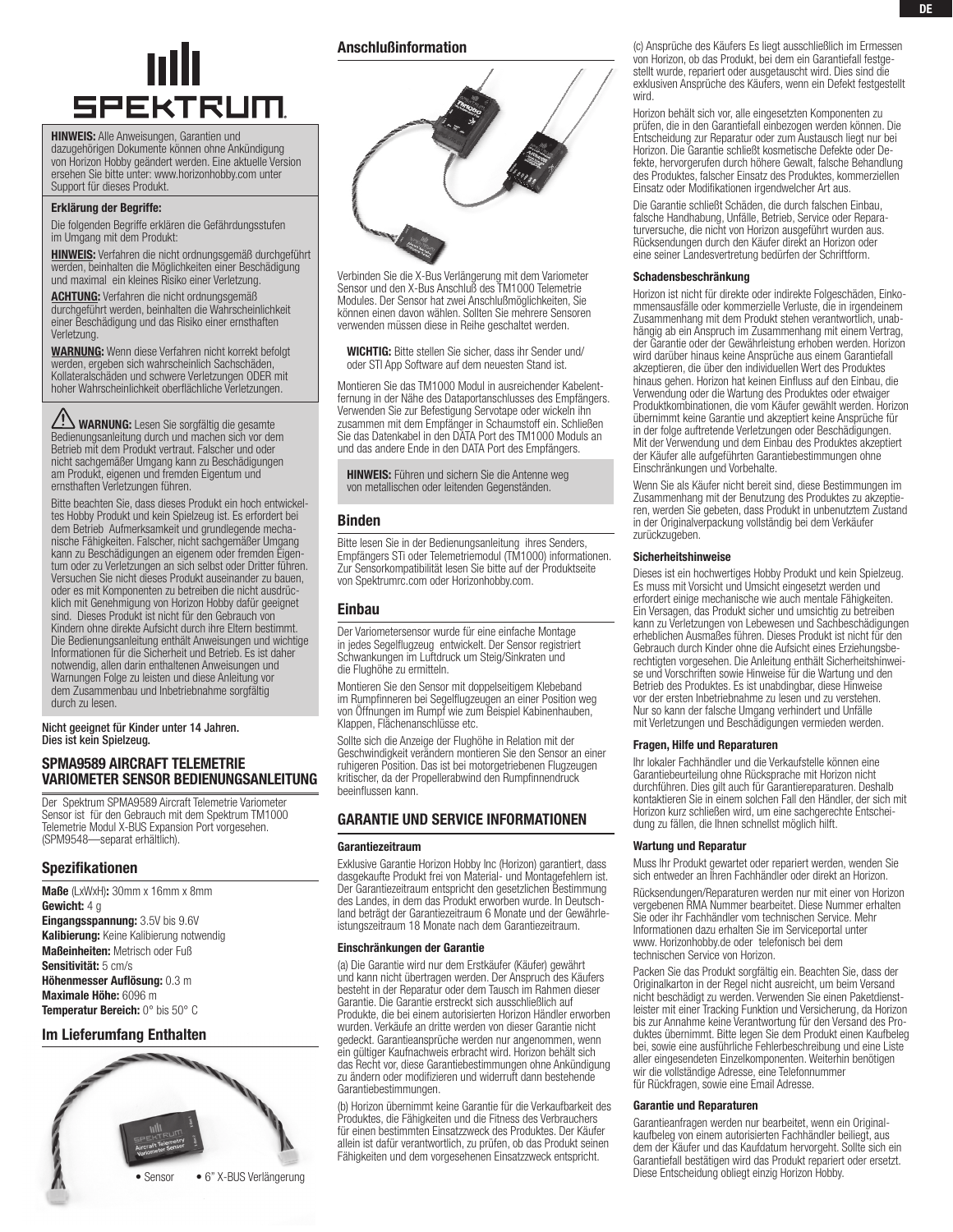**HINWEIS:** Alle Anweisungen, Garantien und dazugehörigen Dokumente können ohne Ankündigung von Horizon Hobby geändert werden. Eine aktuelle Version ersehen Sie bitte unter: www.horizonhobby.com unter Support für dieses Produkt.

**Erklärung der Begriffe:**

Die folgenden Begriffe erklären die Gefährdungsstufen im Umgang mit dem Produkt:

**HINWEIS:** Verfahren die nicht ordnungsgemäß durchgeführt werden, beinhalten die Möglichkeiten einer Beschädigung und maximal ein kleines Risiko einer Verletzung.

**ACHTUNG:** Verfahren die nicht ordnungsgemäß durchgeführt werden, beinhalten die Wahrscheinlichkeit einer Beschädigung und das Risiko einer ernsthaften Verletzung.

**WARNUNG:** Wenn diese Verfahren nicht korrekt befolgt werden, ergeben sich wahrscheinlich Sachschäden, Kollateralschäden und schwere Verletzungen ODER mit hoher Wahrscheinlichkeit oberflächliche Verletzungen.

⚠ **WARNUNG:** Lesen Sie sorgfältig die gesamte Bedienungsanleitung durch und machen sich vor dem Betrieb mit dem Produkt vertraut. Falscher und oder nicht sachgemäßer Umgang kann zu Beschädigungen am Produkt, eigenen und fremden Eigentum und ernsthaften Verletzungen führen.

Bitte beachten Sie, dass dieses Produkt ein hoch entwickeltes Hobby Produkt und kein Spielzeug ist. Es erfordert bei dem Betrieb Aufmerksamkeit und grundlegende mechanische Fähigkeiten. Falscher, nicht sachgemäßer Umgang kann zu Beschädigungen an eigenem oder fremden Eigentum oder zu Verletzungen an sich selbst oder Dritter führen. Versuchen Sie nicht dieses Produkt auseinander zu bauen, oder es mit Komponenten zu betreiben die nicht ausdrücklich mit Genehmigung von Horizon Hobby dafür geeignet sind. Dieses Produkt ist nicht für den Gebrauch von Kindern ohne direkte Aufsicht durch ihre Eltern bestimmt. Die Bedienungsanleitung enthält Anweisungen und wichtige Informationen für die Sicherheit und Betrieb. Es ist daher notwendig, allen darin enthaltenen Anweisungen und Warnungen Folge zu leisten und diese Anleitung vor dem Zusammenbau und Inbetriebnahme sorgfältig durch zu lesen.

**Nicht geeignet für Kinder unter 14 Jahren. Dies ist kein Spielzeug.**

## SPMA9589 AIRCRAFT TELEMETRIE VARIOMETER SENSOR BEDIENUNGSANLEITUNG

Der Spektrum SPMA9589 Aircraft Telemetrie Variometer Sensor ist für den Gebrauch mit dem Spektrum TM1000 Telemetrie Modul X-BUS Expansion Port vorgesehen. (SPM9548—separat erhältlich).

### Spezifikationen

**Maße** (LxWxH)**:** 30mm x 16mm x 8mm
**Gewicht:** 4 g
**Eingangsspannung:** 3.5V bis 9.6V
**Kalibierung:** Keine Kalibierung notwendig
**Maßeinheiten:** Metrisch oder Fuß
**Sensitivität:** 5 cm/s
**Höhenmesser Auflösung:** 0.3 m
**Maximale Höhe:** 6096 m
**Temperatur Bereich:** 0° bis 50° C

### Im Lieferumfang Enthalten

- Sensor
- 6” X-BUS Verlängerung

### Anschlußinformation

Verbinden Sie die X-Bus Verlängerung mit dem Variometer Sensor und den X-Bus Anschluß des TM1000 Telemetrie Modules. Der Sensor hat zwei Anschlußmöglichkeiten, Sie können einen davon wählen. Sollten Sie mehrere Sensoren verwenden müssen diese in Reihe geschaltet werden.

**WICHTIG:** Bitte stellen Sie sicher, dass ihr Sender und/oder STI App Software auf dem neuesten Stand ist.

Montieren Sie das TM1000 Modul in ausreichender Kabelentfernung in der Nähe des Dataportanschlusses des Empfängers. Verwenden Sie zur Befestigung Servotape oder wickeln Ihn zusammen mit dem Empfänger in Schaumstoff ein. Schließen Sie das Datenkabel in den DATA Port des TM1000 Moduls an und das andere Ende in den DATA Port des Empfängers.

**HINWEIS:** Führen und sichern Sie die Antenne weg von metallischen oder leitenden Gegenständen.

### Binden

Bitte lesen Sie in der Bedienungsanleitung ihres Senders, Empfängers STi oder Telemetriemodul (TM1000) informationen. Zur Sensorkompatibilität lesen Sie bitte auf der Produktseite von Spektrumrc.com oder Horizonhobby.com.

### Einbau

Der Variometersensor wurde für eine einfache Montage in jedes Segelflugzeug entwickelt. Der Sensor registriert Schwankungen im Luftdruck um Steig/Sinkraten und die Flughöhe zu ermitteln.

Montieren Sie den Sensor mit doppelseitigem Klebeband im Rumpfinneren bei Segelflugzeugen an einer Position weg von Öffnungen im Rumpf wie zum Beispiel Kabinenhauben, Klappen, Flächenanschlüsse etc.

Sollte sich die Anzeige der Flughöhe in Relation mit der Geschwindigkeit verändern montieren Sie den Sensor an einer ruhigeren Position. Das ist bei motorgetriebenen Flugzeugen kritischer, da der Propellerabwind den Rumpfinnendruck beeinflussen kann.

## GARANTIE UND SERVICE INFORMATIONEN

#### Garantiezeitraum

Exklusive Garantie Horizon Hobby Inc (Horizon) garantiert, dass dasgekaufte Produkt frei von Material- und Montagefehlern ist. Der Garantiezeitraum entspricht den gesetzlichen Bestimmung des Landes, in dem das Produkt erworben wurde. In Deutschland beträgt der Garantiezeitraum 6 Monate und der Gewährleistungszeitraum 18 Monate nach dem Garantiezeitraum.

#### Einschränkungen der Garantie

(a) Die Garantie wird nur dem Erstkäufer (Käufer) gewährt und kann nicht übertragen werden. Der Anspruch des Käufers besteht in der Reparatur oder dem Tausch im Rahmen dieser Garantie. Die Garantie erstreckt sich ausschließlich auf Produkte, die bei einem autorisierten Horizon Händler erworben wurden. Verkäufe an dritte werden von dieser Garantie nicht gedeckt. Garantieansprüche werden nur angenommen, wenn ein gültiger Kaufnachweis erbracht wird. Horizon behält sich das Recht vor, diese Garantiebestimmungen ohne Ankündigung zu ändern oder modifizieren und widerruft dann bestehende Garantiebestimmungen.

(b) Horizon übernimmt keine Garantie für die Verkaufbarkeit des Produktes, die Fähigkeiten und die Fitness des Verbrauchers für einen bestimmten Einsatzzweck des Produktes. Der Käufer allein ist dafür verantwortlich, zu prüfen, ob das Produkt seinen Fähigkeiten und dem vorgesehenen Einsatzzweck entspricht.

(c) Ansprüche des Käufers Es liegt ausschließlich im Ermessen von Horizon, ob das Produkt, bei dem ein Garantiefall festgestellt wurde, repariert oder ausgetauscht wird. Dies sind die exklusiven Ansprüche des Käufers, wenn ein Defekt festgestellt wird.

Horizon behält sich vor, alle eingesetzten Komponenten zu prüfen, die in den Garantiefall einbezogen werden können. Die Entscheidung zur Reparatur oder zum Austausch liegt nur bei Horizon. Die Garantie schließt kosmetische Defekte oder Defekte, hervorgerufen durch höhere Gewalt, falsche Behandlung des Produktes, falscher Einsatz des Produktes, kommerziellen Einsatz oder Modifikationen irgendwelcher Art aus.

Die Garantie schließt Schäden, die durch falschen Einbau, falsche Handhabung, Unfälle, Betrieb, Service oder Reparaturversuche, die nicht von Horizon ausgeführt wurden aus. Rücksendungen durch den Käufer direkt an Horizon oder eine seiner Landesvertretung bedürfen der Schriftform.

#### Schadensbeschränkung

Horizon ist nicht für direkte oder indirekte Folgeschäden, Einkommensausfälle oder kommerzielle Verluste, die in irgendeinem Zusammenhang mit dem Produkt stehen verantwortlich, unabhängig ab ein Anspruch im Zusammenhang mit einem Vertrag, der Garantie oder der Gewährleistung erhoben werden. Horizon wird darüber hinaus keine Ansprüche aus einem Garantiefall akzeptieren, die über den individuellen Wert des Produktes hinaus gehen. Horizon hat keinen Einfluss auf den Einbau, die Verwendung oder die Wartung des Produktes oder etwaiger Produktkombinationen, die vom Käufer gewählt werden. Horizon übernimmt keine Garantie und akzeptiert keine Ansprüche für in der folge auftretende Verletzungen oder Beschädigungen. Mit der Verwendung und dem Einbau des Produktes akzeptiert der Käufer alle aufgeführten Garantiebestimmungen ohne Einschränkungen und Vorbehalte.

Wenn Sie als Käufer nicht bereit sind, diese Bestimmungen im Zusammenhang mit der Benutzung des Produktes zu akzeptieren, werden Sie gebeten, dass Produkt in unbenutztem Zustand in der Originalverpackung vollständig bei dem Verkäufer zurückzugeben.

#### Sicherheitshinweise

Dieses ist ein hochwertiges Hobby Produkt und kein Spielzeug. Es muss mit Vorsicht und Umsicht eingesetzt werden und erfordert einige mechanische wie auch mentale Fähigkeiten. Ein Versagen, das Produkt sicher und umsichtig zu betreiben kann zu Verletzungen von Lebewesen und Sachbeschädigungen erheblichen Ausmaßes führen. Dieses Produkt ist nicht für den Gebrauch durch Kinder ohne die Aufsicht eines Erziehungsberechtigten vorgesehen. Die Anleitung enthält Sicherheitshinweise und Vorschriften sowie Hinweise für die Wartung und den Betrieb des Produktes. Es ist unabdingbar, diese Hinweise vor der ersten Inbetriebnahme zu lesen und zu verstehen. Nur so kann der falsche Umgang verhindert und Unfälle mit Verletzungen und Beschädigungen vermieden werden.

#### Fragen, Hilfe und Reparaturen

Ihr lokaler Fachhändler und die Verkaufstelle können eine Garantiebeurteilung ohne Rücksprache mit Horizon nicht durchführen. Dies gilt auch für Garantiereparaturen. Deshalb kontaktieren Sie in einem solchen Fall den Händler, der sich mit Horizon kurz schließen wird, um eine sachgerechte Entscheidung zu fällen, die Ihnen schnellst möglich hilft.

#### Wartung und Reparatur

Muss Ihr Produkt gewartet oder repariert werden, wenden Sie sich entweder an Ihren Fachhändler oder direkt an Horizon.

Rücksendungen/Reparaturen werden nur mit einer von Horizon vergebenen RMA Nummer bearbeitet. Diese Nummer erhalten Sie oder ihr Fachhändler vom technischen Service. Mehr Informationen dazu erhalten Sie im Serviceportal unter www. Horizonhobby.de oder telefonisch bei dem technischen Service von Horizon.

Packen Sie das Produkt sorgfältig ein. Beachten Sie, dass der Originalkarton in der Regel nicht ausreicht, um beim Versand nicht beschädigt zu werden. Verwenden Sie einen Paketdienstleister mit einer Tracking Funktion und Versicherung, da Horizon bis zur Annahme keine Verantwortung für den Versand des Produktes übernimmt. Bitte legen Sie dem Produkt einen Kaufbeleg bei, sowie eine ausführliche Fehlerbeschreibung und eine Liste aller eingesendeten Einzelkomponenten. Weiterhin benötigen wir die vollständige Adresse, eine Telefonnummer für Rückfragen, sowie eine Email Adresse.

#### Garantie und Reparaturen

Garantieanfragen werden nur bearbeitet, wenn ein Originalkaufbeleg von einem autorisierten Fachhändler beiliegt, aus dem der Käufer und das Kaufdatum hervorgeht. Sollte sich ein Garantiefall bestätigen wird das Produkt repariert oder ersetzt. Diese Entscheidung obliegt einzig Horizon Hobby.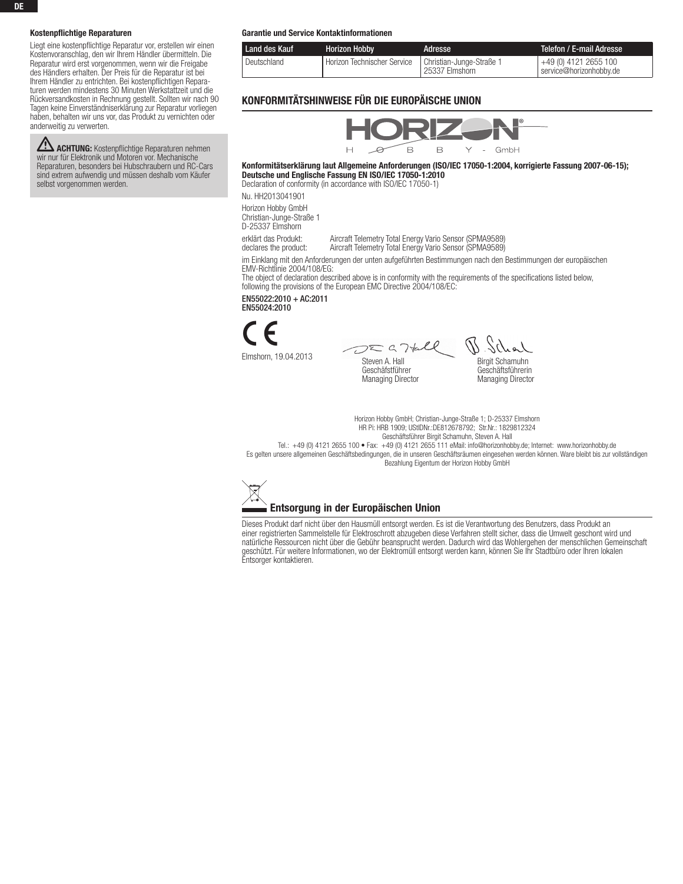### Kostenpflichtige Reparaturen

Liegt eine kostenpflichtige Reparatur vor, erstellen wir einen Kostenvoranschlag, den wir Ihrem Händler übermitteln. Die Reparatur wird erst vorgenommen, wenn wir die Freigabe des Händlers erhalten. Der Preis für die Reparatur ist bei Ihrem Händler zu entrichten. Bei kostenpflichtigen Reparaturen werden mindestens 30 Minuten Werkstattzeit und die Rückversandkosten in Rechnung gestellt. Sollten wir nach 90 Tagen keine Einverständniserklärung zur Reparatur vorliegen haben, behalten wir uns vor, das Produkt zu vernichten oder anderweitig zu verwerten.

> **ACHTUNG:** Kostenpflichtige Reparaturen nehmen wir nur für Elektronik und Motoren vor. Mechanische Reparaturen, besonders bei Hubschraubern und RC-Cars sind extrem aufwendig und müssen deshalb vom Käufer selbst vorgenommen werden.

### Garantie und Service Kontaktinformationen

| Land des Kauf | Horizon Hobby | Adresse | Telefon / E-mail Adresse |
|---|---|---|---|
| Deutschland | Horizon Technischer Service | Christian-Junge-Straße 1<br>25337 Elmshorn | +49 (0) 4121 2655 100<br>service@horizonhobby.de |

## KONFORMITÄTSHINWEISE FÜR DIE EUROPÄISCHE UNION

HORIZON HOBBY - GmbH

**Konformitätserklärung laut Allgemeine Anforderungen (ISO/IEC 17050-1:2004, korrigierte Fassung 2007-06-15); Deutsche und Englische Fassung EN ISO/IEC 17050-1:2010**
Declaration of conformity (in accordance with ISO/IEC 17050-1)

Nu. HH2013041901

Horizon Hobby GmbH
Christian-Junge-Straße 1
D-25337 Elmshorn

erklärt das Produkt: Aircraft Telemetry Total Energy Vario Sensor (SPMA9589)
declares the product: Aircraft Telemetry Total Energy Vario Sensor (SPMA9589)

im Einklang mit den Anforderungen der unten aufgeführten Bestimmungen nach den Bestimmungen der europäischen EMV-Richtlinie 2004/108/EG:
The object of declaration described above is in conformity with the requirements of the specifications listed below, following the provisions of the European EMC Directive 2004/108/EC:

**EN55022:2010 + AC:2011**
**EN55024:2010**

CE

Elmshorn, 19.04.2013

Steven A. Hall
Geschäftsführer
Managing Director

Birgit Schamuhn
Geschäftsführerin
Managing Director

Horizon Hobby GmbH; Christian-Junge-Straße 1; D-25337 Elmshorn
HR Pi: HRB 1909; UStIDNr.:DE812678792; Str.Nr.: 1829812324
Geschäftsführer Birgit Schamuhn, Steven A. Hall
Tel.: +49 (0) 4121 2655 100 • Fax: +49 (0) 4121 2655 111 eMail: info@horizonhobby.de; Internet: www.horizonhobby.de
Es gelten unsere allgemeinen Geschäftsbedingungen, die in unseren Geschäftsräumen eingesehen werden können. Ware bleibt bis zur vollständigen Bezahlung Eigentum der Horizon Hobby GmbH

## Entsorgung in der Europäischen Union

Dieses Produkt darf nicht über den Hausmüll entsorgt werden. Es ist die Verantwortung des Benutzers, dass Produkt an einer registrierten Sammelstelle für Elektroschrott abzugeben diese Verfahren stellt sicher, dass die Umwelt geschont wird und natürliche Ressourcen nicht über die Gebühr beansprucht werden. Dadurch wird das Wohlergehen der menschlichen Gemeinschaft geschützt. Für weitere Informationen, wo der Elektromüll entsorgt werden kann, können Sie Ihr Stadtbüro oder Ihren lokalen Entsorger kontaktieren.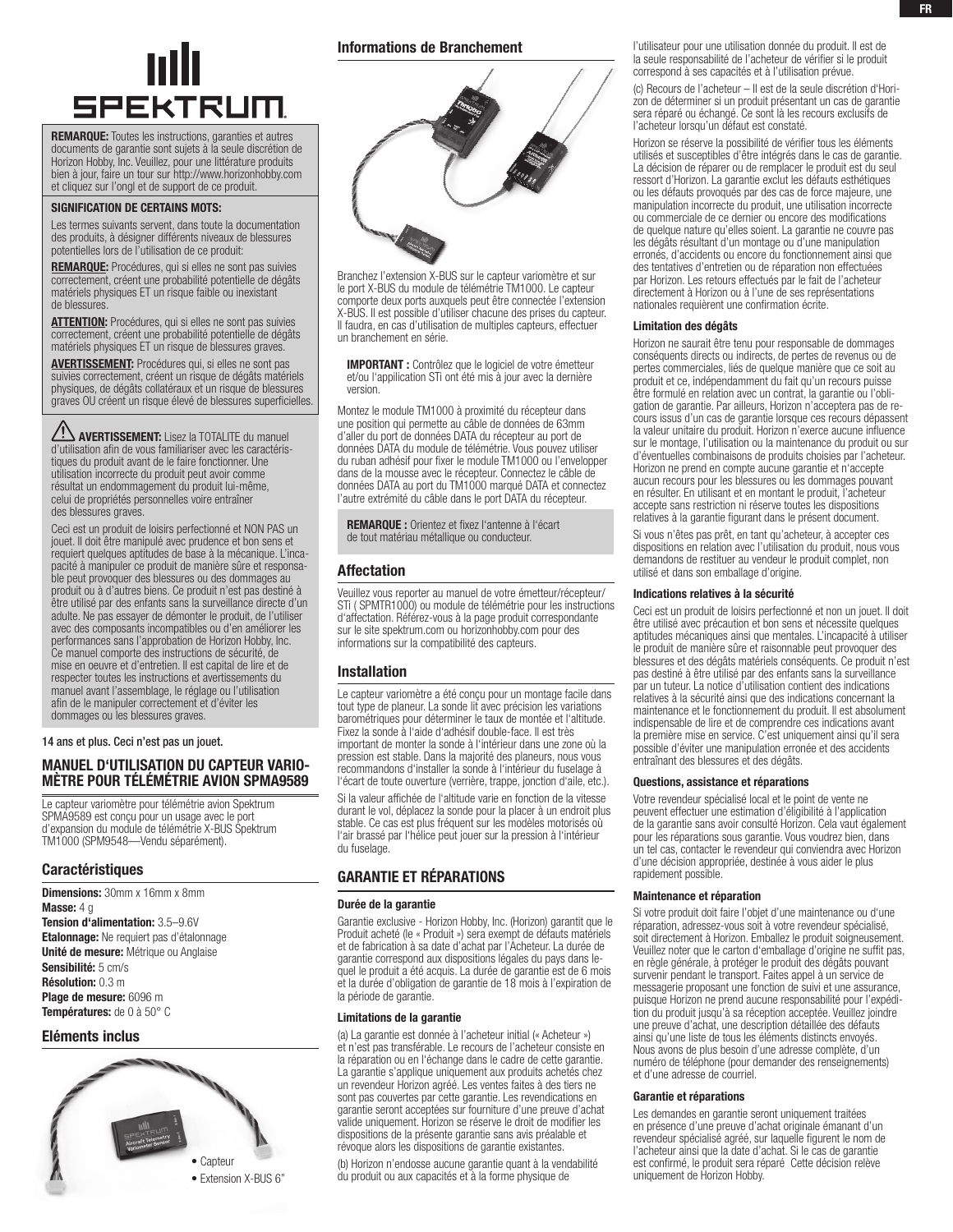**REMARQUE:** Toutes les instructions, garanties et autres documents de garantie sont sujets à la seule discrétion de Horizon Hobby, Inc. Veuillez, pour une littérature produits bien à jour, faire un tour sur http://www.horizonhobby.com et cliquez sur l'ongl et de support de ce produit.

**SIGNIFICATION DE CERTAINS MOTS:**

Les termes suivants servent, dans toute la documentation des produits, à désigner différents niveaux de blessures potentielles lors de l'utilisation de ce produit:

**REMARQUE:** Procédures, qui si elles ne sont pas suivies correctement, créent une probabilité potentielle de dégâts matériels physiques ET un risque faible ou inexistant de blessures.

**ATTENTION:** Procédures, qui si elles ne sont pas suivies correctement, créent une probabilité potentielle de dégâts matériels physiques ET un risque de blessures graves.

**AVERTISSEMENT:** Procédures qui, si elles ne sont pas suivies correctement, créent un risque de dégâts matériels physiques, de dégâts collatéraux et un risque de blessures graves OU créent un risque élevé de blessures superficielles.

**AVERTISSEMENT:** Lisez la TOTALITE du manuel d'utilisation afin de vous familiariser avec les caractéristiques du produit avant de le faire fonctionner. Une utilisation incorrecte du produit peut avoir comme résultat un endommagement du produit lui-même, celui de propriétés personnelles voire entraîner des blessures graves.

Ceci est un produit de loisirs perfectionné et NON PAS un jouet. Il doit être manipulé avec prudence et bon sens et requiert quelques aptitudes de base à la mécanique. L'incapacité à manipuler ce produit de manière sûre et responsable peut provoquer des blessures ou des dommages au produit ou à d'autres biens. Ce produit n'est pas destiné à être utilisé par des enfants sans la surveillance directe d'un adulte. Ne pas essayer de démonter le produit, de l'utiliser avec des composants incompatibles ou d'en améliorer les performances sans l'approbation de Horizon Hobby, Inc. Ce manuel comporte des instructions de sécurité, de mise en oeuvre et d'entretien. Il est capital de lire et de respecter toutes les instructions et avertissements du manuel avant l'assemblage, le réglage ou l'utilisation afin de le manipuler correctement et d'éviter les dommages ou les blessures graves.

14 ans et plus. Ceci n'est pas un jouet.

## MANUEL D'UTILISATION DU CAPTEUR VARIO-MÈTRE POUR TÉLÉMÉTRIE AVION SPMA9589

Le capteur variomètre pour télémétrie avion Spektrum SPMA9589 est conçu pour un usage avec le port d'expansion du module de télémétrie X-BUS Spektrum TM1000 (SPM9548—Vendu séparément).

## Caractéristiques

**Dimensions:** 30mm x 16mm x 8mm
**Masse:** 4 g
**Tension d'alimentation:** 3.5–9.6V
**Etalonnage:** Ne requiert pas d'étalonnage
**Unité de mesure:** Métrique ou Anglaise
**Sensibilité:** 5 cm/s
**Résolution:** 0.3 m
**Plage de mesure:** 6096 m
**Températures:** de 0 à 50° C

## Eléments inclus

- Capteur
- Extension X-BUS 6"

## Informations de Branchement

Branchez l'extension X-BUS sur le capteur variomètre et sur le port X-BUS du module de télémétrie TM1000. Le capteur comporte deux ports auxquels peut être connectée l'extension X-BUS. Il est possible d'utiliser chacune des prises du capteur. Il faudra, en cas d'utilisation de multiples capteurs, effectuer un branchement en série.

**IMPORTANT :** Contrôlez que le logiciel de votre émetteur et/ou l'application STi ont été mis à jour avec la dernière version.

Montez le module TM1000 à proximité du récepteur dans une position qui permette au câble de données de 63mm d'aller du port de données DATA du récepteur au port de données DATA du module de télémétrie. Vous pouvez utiliser du ruban adhésif pour fixer le module TM1000 ou l'envelopper dans de la mousse avec le récepteur. Connectez le câble de données DATA au port du TM1000 marqué DATA et connectez l'autre extrémité du câble dans le port DATA du récepteur.

**REMARQUE :** Orientez et fixez l'antenne à l'écart de tout matériau métallique ou conducteur.

## Affectation

Veuillez vous reporter au manuel de votre émetteur/récepteur/ STi ( SPMTR1000) ou module de télémétrie pour les instructions d'affectation. Référez-vous à la page produit correspondante sur le site spektrum.com ou horizonhobby.com pour des informations sur la compatibilité des capteurs.

## Installation

Le capteur variomètre a été conçu pour un montage facile dans tout type de planeur. La sonde lit avec précision les variations barométriques pour déterminer le taux de montée et l'altitude. Fixez la sonde à l'aide d'adhésif double-face. Il est très important de monter la sonde à l'intérieur dans une zone où la pression est stable. Dans la majorité des planeurs, nous vous recommandons d'installer la sonde à l'intérieur du fuselage à l'écart de toute ouverture (verrière, trappe, jonction d'aile, etc.).

Si la valeur affichée de l'altitude varie en fonction de la vitesse durant le vol, déplacez la sonde pour la placer à un endroit plus stable. Ce cas est plus fréquent sur les modèles motorisés où l'air brassé par l'hélice peut jouer sur la pression à l'intérieur du fuselage.

## GARANTIE ET RÉPARATIONS

### Durée de la garantie

Garantie exclusive - Horizon Hobby, Inc. (Horizon) garantit que le Produit acheté (le « Produit ») sera exempt de défauts matériels et de fabrication à sa date d'achat par l'Acheteur. La durée de garantie correspond aux dispositions légales du pays dans lequel le produit a été acquis. La durée de garantie est de 6 mois et la durée d'obligation de garantie de 18 mois à l'expiration de la période de garantie.

### Limitations de la garantie

(a) La garantie est donnée à l'acheteur initial (« Acheteur ») et n'est pas transférable. Le recours de l'acheteur consiste en la réparation ou en l'échange dans le cadre de cette garantie. La garantie s'applique uniquement aux produits achetés chez un revendeur Horizon agréé. Les ventes faites à des tiers ne sont pas couvertes par cette garantie. Les revendications en garantie seront acceptées sur fourniture d'une preuve d'achat valide uniquement. Horizon se réserve le droit de modifier les dispositions de la présente garantie sans avis préalable et révoque alors les dispositions de garantie existantes.

(b) Horizon n'endosse aucune garantie quant à la vendabilité du produit ou aux capacités et à la forme physique de l'utilisateur pour une utilisation donnée du produit. Il est de la seule responsabilité de l'acheteur de vérifier si le produit correspond à ses capacités et à l'utilisation prévue.

(c) Recours de l'acheteur – Il est de la seule discrétion d'Horizon de déterminer si un produit présentant un cas de garantie sera réparé ou échangé. Ce sont là les recours exclusifs de l'acheteur lorsqu'un défaut est constaté.

Horizon se réserve la possibilité de vérifier tous les éléments utilisés et susceptibles d'être intégrés dans le cas de garantie. La décision de réparer ou de remplacer le produit est du seul ressort d'Horizon. La garantie exclut les défauts esthétiques ou les défauts provoqués par des cas de force majeure, une manipulation incorrecte du produit, une utilisation incorrecte ou commerciale de ce dernier ou encore des modifications de quelque nature qu'elles soient. La garantie ne couvre pas les dégâts résultant d'un montage ou d'une manipulation erronés, d'accidents ou encore du fonctionnement ainsi que des tentatives d'entretien ou de réparation non effectuées par Horizon. Les retours effectués par le fait de l'acheteur directement à Horizon ou à l'une de ses représentations nationales requièrent une confirmation écrite.

### Limitation des dégâts

Horizon ne saurait être tenu pour responsable de dommages conséquents directs ou indirects, de pertes de revenus ou de pertes commerciales, liés de quelque manière que ce soit au produit et ce, indépendamment du fait qu'un recours puisse être formulé en relation avec un contrat, la garantie ou l'obligation de garantie. Par ailleurs, Horizon n'acceptera pas de recours issus d'un cas de garantie lorsque ces recours dépassent la valeur unitaire du produit. Horizon n'exerce aucune influence sur le montage, l'utilisation ou la maintenance du produit ou sur d'éventuelles combinaisons de produits choisies par l'acheteur. Horizon ne prend en compte aucune garantie et n'accepte aucun recours pour les blessures ou les dommages pouvant en résulter. En utilisant et en montant le produit, l'acheteur accepte sans restriction ni réserve toutes les dispositions relatives à la garantie figurant dans le présent document.

Si vous n'êtes pas prêt, en tant qu'acheteur, à accepter ces dispositions en relation avec l'utilisation du produit, nous vous demandons de restituer au vendeur le produit complet, non utilisé et dans son emballage d'origine.

### Indications relatives à la sécurité

Ceci est un produit de loisirs perfectionné et non un jouet. Il doit être utilisé avec précaution et bon sens et nécessite quelques aptitudes mécaniques ainsi que mentales. L'incapacité à utiliser le produit de manière sûre et raisonnable peut provoquer des blessures et des dégâts matériels conséquents. Ce produit n'est pas destiné à être utilisé par des enfants sans la surveillance par un tuteur. La notice d'utilisation contient des indications relatives à la sécurité ainsi que des indications concernant la maintenance et le fonctionnement du produit. Il est absolument indispensable de lire et de comprendre ces indications avant la première mise en service. C'est uniquement ainsi qu'il sera possible d'éviter une manipulation erronée et des accidents entraînant des blessures et des dégâts.

### Questions, assistance et réparations

Votre revendeur spécialisé local et le point de vente ne peuvent effectuer une estimation d'éligibilité à l'application de la garantie sans avoir consulté Horizon. Cela vaut également pour les réparations sous garantie. Vous voudrez bien, dans un tel cas, contacter le revendeur qui conviendra avec Horizon d'une décision appropriée, destinée à vous aider le plus rapidement possible.

### Maintenance et réparation

Si votre produit doit faire l'objet d'une maintenance ou d'une réparation, adressez-vous soit à votre revendeur spécialisé, soit directement à Horizon. Emballez le produit soigneusement. Veuillez noter que le carton d'emballage d'origine ne suffit pas, en règle générale, à protéger le produit des dégâts pouvant survenir pendant le transport. Faites appel à un service de messagerie proposant une fonction de suivi et une assurance, puisque Horizon ne prend aucune responsabilité pour l'expédition du produit jusqu'à sa réception acceptée. Veuillez joindre une preuve d'achat, une description détaillée des défauts ainsi qu'une liste de tous les éléments distincts envoyés. Nous avons de plus besoin d'une adresse complète, d'un numéro de téléphone (pour demander des renseignements) et d'une adresse de courriel.

### Garantie et réparations

Les demandes en garantie seront uniquement traitées en présence d'une preuve d'achat originale émanant d'un revendeur spécialisé agréé, sur laquelle figurent le nom de l'acheteur ainsi que la date d'achat. Si le cas de garantie est confirmé, le produit sera réparé Cette décision relève uniquement de Horizon Hobby.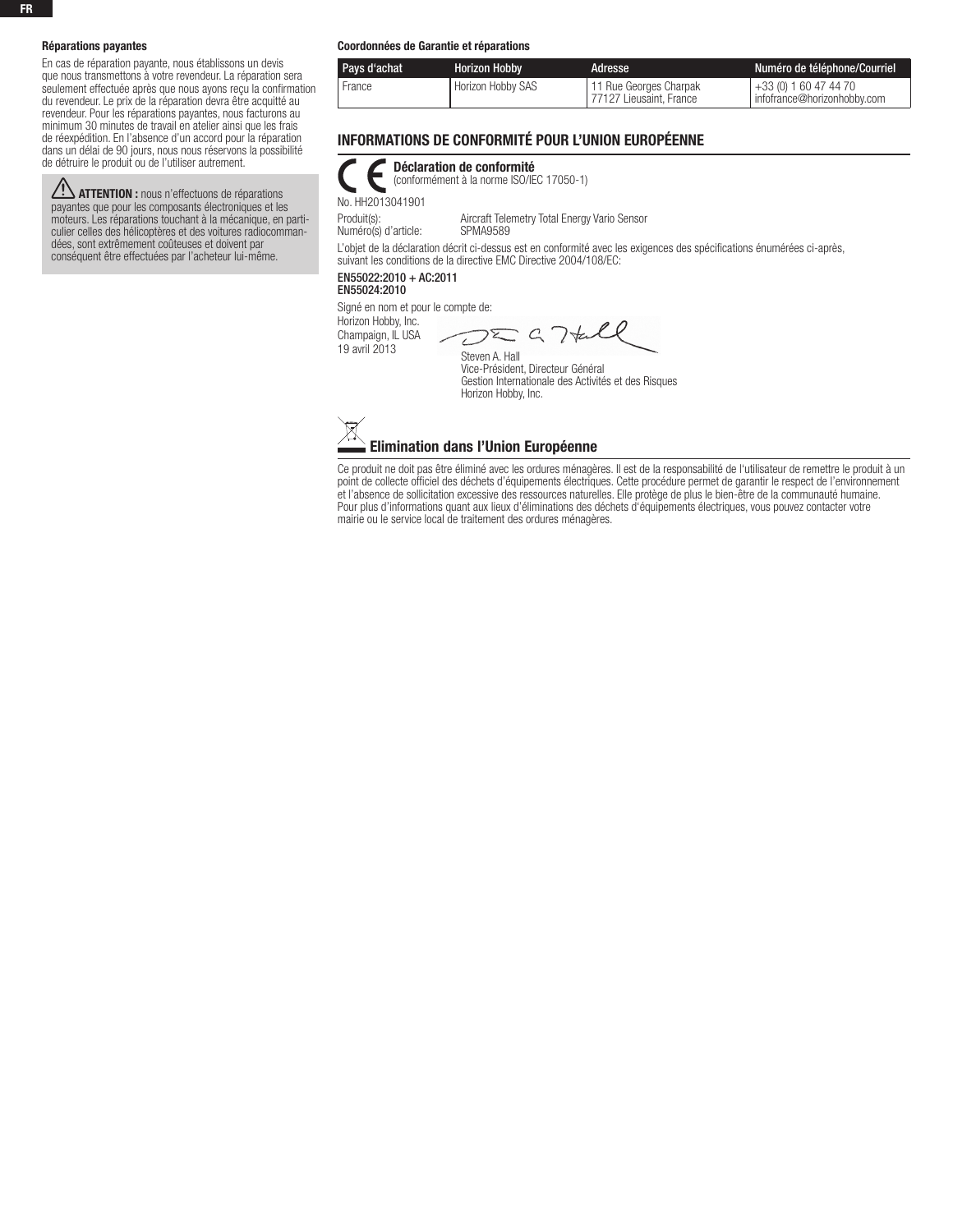### Réparations payantes

En cas de réparation payante, nous établissons un devis que nous transmettons à votre revendeur. La réparation sera seulement effectuée après que nous ayons reçu la confirmation du revendeur. Le prix de la réparation devra être acquitté au revendeur. Pour les réparations payantes, nous facturons au minimum 30 minutes de travail en atelier ainsi que les frais de réexpédition. En l'absence d'un accord pour la réparation dans un délai de 90 jours, nous nous réservons la possibilité de détruire le produit ou de l'utiliser autrement.

> ⚠ **ATTENTION :** nous n'effectuons de réparations payantes que pour les composants électroniques et les moteurs. Les réparations touchant à la mécanique, en particulier celles des hélicoptères et des voitures radiocommandées, sont extrêmement coûteuses et doivent par conséquent être effectuées par l'acheteur lui-même.

### Coordonnées de Garantie et réparations

| Pays d'achat | Horizon Hobby | Adresse | Numéro de téléphone/Courriel |
|---|---|---|---|
| France | Horizon Hobby SAS | 11 Rue Georges Charpak<br>77127 Lieusaint, France | +33 (0) 1 60 47 44 70<br>infofrance@horizonhobby.com |

## INFORMATIONS DE CONFORMITÉ POUR L'UNION EUROPÉENNE

**Déclaration de conformité**
(conformément à la norme ISO/IEC 17050-1)

No. HH2013041901

Produit(s): Aircraft Telemetry Total Energy Vario Sensor
Numéro(s) d'article: SPMA9589

L'objet de la déclaration décrit ci-dessus est en conformité avec les exigences des spécifications énumérées ci-après, suivant les conditions de la directive EMC Directive 2004/108/EC:

**EN55022:2010 + AC:2011**
**EN55024:2010**

Signé en nom et pour le compte de:
Horizon Hobby, Inc.
Champaign, IL USA
19 avril 2013

Steven A. Hall
Vice-Président, Directeur Général
Gestion Internationale des Activités et des Risques
Horizon Hobby, Inc.

### Elimination dans l'Union Européenne

Ce produit ne doit pas être éliminé avec les ordures ménagères. Il est de la responsabilité de l'utilisateur de remettre le produit à un point de collecte officiel des déchets d'équipements électriques. Cette procédure permet de garantir le respect de l'environnement et l'absence de sollicitation excessive des ressources naturelles. Elle protège de plus le bien-être de la communauté humaine. Pour plus d'informations quant aux lieux d'éliminations des déchets d'équipements électriques, vous pouvez contacter votre mairie ou le service local de traitement des ordures ménagères.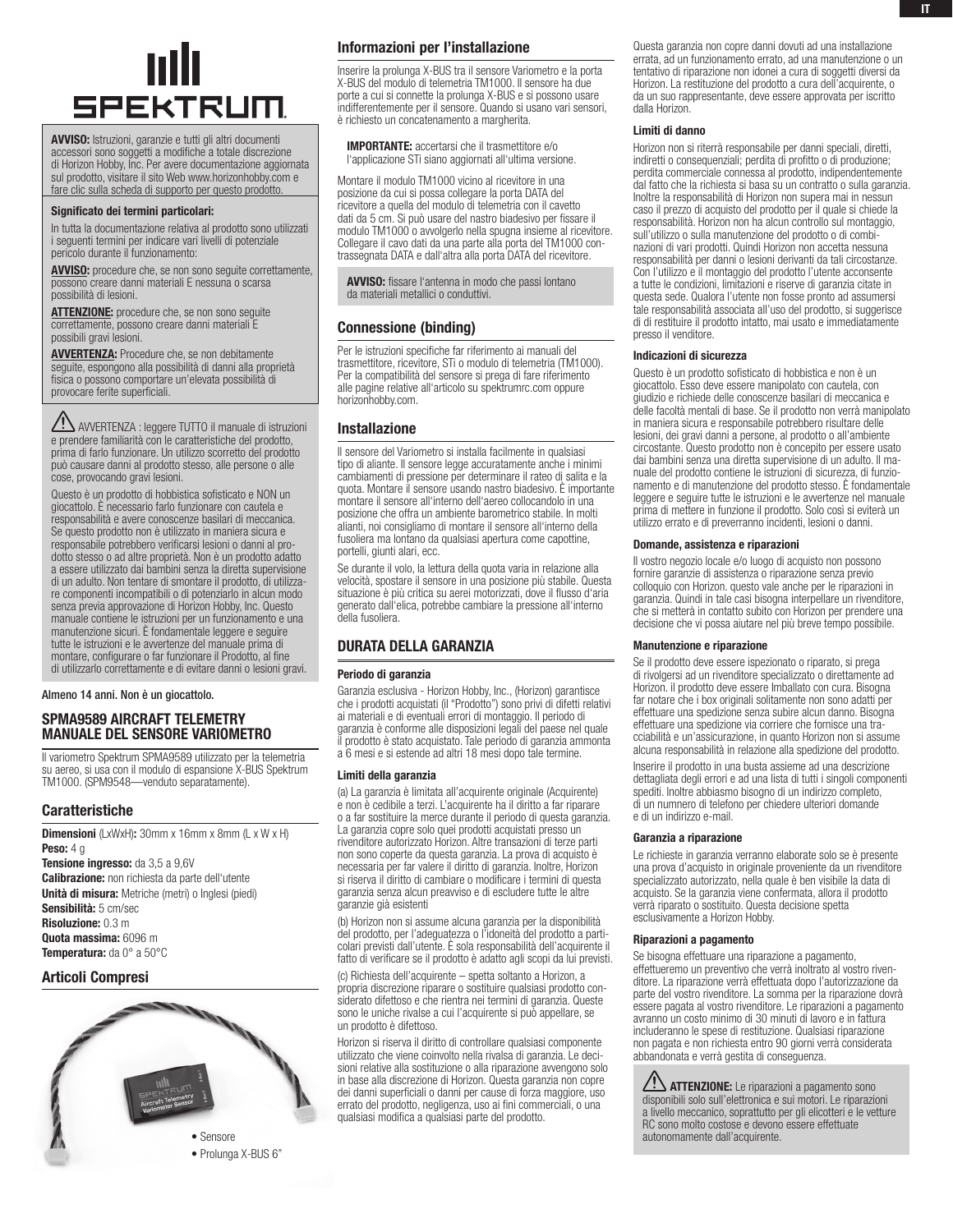**AVVISO:** Istruzioni, garanzie e tutti gli altri documenti accessori sono soggetti a modifiche a totale discrezione di Horizon Hobby, Inc. Per avere documentazione aggiornata sul prodotto, visitare il sito Web www.horizonhobby.com e fare clic sulla scheda di supporto per questo prodotto.

**Significato dei termini particolari:**

In tutta la documentazione relativa al prodotto sono utilizzati i seguenti termini per indicare vari livelli di potenziale pericolo durante il funzionamento:

**AVVISO:** procedure che, se non sono seguite correttamente, possono creare danni materiali E nessuna o scarsa possibilità di lesioni.

**ATTENZIONE:** procedure che, se non sono seguite correttamente, possono creare danni materiali E possibili gravi lesioni.

**AVVERTENZA:** Procedure che, se non debitamente seguite, espongono alla possibilità di danni alla proprietà fisica o possono comportare un'elevata possibilità di provocare ferite superficiali.

AVVERTENZA : leggere TUTTO il manuale di istruzioni e prendere familiarità con le caratteristiche del prodotto, prima di farlo funzionare. Un utilizzo scorretto del prodotto può causare danni al prodotto stesso, alle persone o alle cose, provocando gravi lesioni.

Questo è un prodotto di hobbistica sofisticato e NON un giocattolo. È necessario farlo funzionare con cautela e responsabilità e avere conoscenze basilari di meccanica. Se questo prodotto non è utilizzato in maniera sicura e responsabile potrebbero verificarsi lesioni o danni al prodotto stesso o ad altre proprietà. Non è un prodotto adatto a essere utilizzato dai bambini senza la diretta supervisione di un adulto. Non tentare di smontare il prodotto, di utilizzare componenti incompatibili o di potenziarlo in alcun modo senza previa approvazione di Horizon Hobby, Inc. Questo manuale contiene le istruzioni per un funzionamento e una manutenzione sicuri. È fondamentale leggere e seguire tutte le istruzioni e le avvertenze del manuale prima di montare, configurare o far funzionare il Prodotto, al fine di utilizzarlo correttamente e di evitare danni o lesioni gravi.

Almeno 14 anni. Non è un giocattolo.

## SPMA9589 AIRCRAFT TELEMETRY MANUALE DEL SENSORE VARIOMETRO

Il variometro Spektrum SPMA9589 utilizzato per la telemetria su aereo, si usa con il modulo di espansione X-BUS Spektrum TM1000. (SPM9548—venduto separatamente).

### Caratteristiche

**Dimensioni** (LxWxH)**:** 30mm x 16mm x 8mm (L x W x H)
**Peso:** 4 g
**Tensione ingresso:** da 3,5 a 9,6V
**Calibrazione:** non richiesta da parte dell'utente
**Unità di misura:** Metriche (metri) o Inglesi (piedi)
**Sensibilità:** 5 cm/sec
**Risoluzione:** 0.3 m
**Quota massima:** 6096 m
**Temperatura:** da 0° a 50°C

### Articoli Compresi

- Sensore
- Prolunga X-BUS 6"

### Informazioni per l'installazione

Inserire la prolunga X-BUS tra il sensore Variometro e la porta X-BUS del modulo di telemetria TM1000. Il sensore ha due porte a cui si connette la prolunga X-BUS e si possono usare indifferentemente per il sensore. Quando si usano vari sensori, è richiesto un concatenamento a margherita.

**IMPORTANTE:** accertarsi che il trasmettitore e/o l'applicazione STi siano aggiornati all'ultima versione.

Montare il modulo TM1000 vicino al ricevitore in una posizione da cui si possa collegare la porta DATA del ricevitore a quella del modulo di telemetria con il cavetto dati da 5 cm. Si può usare del nastro biadesivo per fissare il modulo TM1000 o avvolgerlo nella spugna insieme al ricevitore. Collegare il cavo dati da una parte alla porta del TM1000 contrassegnata DATA e dall'altra alla porta DATA del ricevitore.

**AVVISO:** fissare l'antenna in modo che passi lontano da materiali metallici o conduttivi.

### Connessione (binding)

Per le istruzioni specifiche far riferimento ai manuali del trasmettitore, ricevitore, STi o modulo di telemetria (TM1000). Per la compatibilità del sensore si prega di fare riferimento alle pagine relative all'articolo su spektrumrc.com oppure horizonhobby.com.

### Installazione

Il sensore del Variometro si installa facilmente in qualsiasi tipo di aliante. Il sensore legge accuratamente anche i minimi cambiamenti di pressione per determinare il rateo di salita e la quota. Montare il sensore usando nastro biadesivo. È importante montare il sensore all'interno dell'aereo collocandolo in una posizione che offra un ambiente barometrico stabile. In molti alianti, noi consigliamo di montare il sensore all'interno della fusoliera ma lontano da qualsiasi apertura come capottine, portelli, giunti alari, ecc.

Se durante il volo, la lettura della quota varia in relazione alla velocità, spostare il sensore in una posizione più stabile. Questa situazione è più critica su aerei motorizzati, dove il flusso d'aria generato dall'elica, potrebbe cambiare la pressione all'interno della fusoliera.

### DURATA DELLA GARANZIA

#### Periodo di garanzia

Garanzia esclusiva - Horizon Hobby, Inc., (Horizon) garantisce che i prodotti acquistati (il "Prodotto") sono privi di difetti relativi ai materiali e di eventuali errori di montaggio. Il periodo di garanzia è conforme alle disposizioni legali del paese nel quale il prodotto è stato acquistato. Tale periodo di garanzia ammonta a 6 mesi e si estende ad altri 18 mesi dopo tale termine.

#### Limiti della garanzia

(a) La garanzia è limitata all'acquirente originale (Acquirente) e non è cedibile a terzi. L'acquirente ha il diritto a far riparare o a far sostituire la merce durante il periodo di questa garanzia. La garanzia copre solo quei prodotti acquistati presso un rivenditore autorizzato Horizon. Altre transazioni di terze parti non sono coperte da questa garanzia. La prova di acquisto è necessaria per far valere il diritto di garanzia. Inoltre, Horizon si riserva il diritto di cambiare o modificare i termini di questa garanzia senza alcun preavviso e di escludere tutte le altre garanzie già esistenti

(b) Horizon non si assume alcuna garanzia per la disponibilità del prodotto, per l'adeguatezza o l'idoneità del prodotto a particolari previsti dall'utente. È sola responsabilità dell'acquirente il fatto di verificare se il prodotto è adatto agli scopi da lui previsti.

(c) Richiesta dell'acquirente – spetta soltanto a Horizon, a propria discrezione riparare o sostituire qualsiasi prodotto considerato difettoso e che rientra nei termini di garanzia. Queste sono le uniche rivalse a cui l'acquirente si può appellare, se un prodotto è difettoso.

Horizon si riserva il diritto di controllare qualsiasi componente utilizzato che viene coinvolto nella rivalsa di garanzia. Le decisioni relative alla sostituzione o alla riparazione avvengono solo in base alla discrezione di Horizon. Questa garanzia non copre dei danni superficiali o danni per cause di forza maggiore, uso errato del prodotto, negligenza, uso ai fini commerciali, o una qualsiasi modifica a qualsiasi parte del prodotto.

Questa garanzia non copre danni dovuti ad una installazione errata, ad un funzionamento errato, ad una manutenzione o un tentativo di riparazione non idonei a cura di soggetti diversi da Horizon. La restituzione del prodotto a cura dell'acquirente, o da un suo rappresentante, deve essere approvata per iscritto dalla Horizon.

#### Limiti di danno

Horizon non si riterrà responsabile per danni speciali, diretti, indiretti o consequenziali; perdita di profitto o di produzione; perdita commerciale connessa al prodotto, indipendentemente dal fatto che la richiesta si basa su un contratto o sulla garanzia. Inoltre la responsabilità di Horizon non supera mai in nessun caso il prezzo di acquisto del prodotto per il quale si chiede la responsabilità. Horizon non ha alcun controllo sul montaggio, sull'utilizzo o sulla manutenzione del prodotto o di combinazioni di vari prodotti. Quindi Horizon non accetta nessuna responsabilità per danni o lesioni derivanti da tali circostanze. Con l'utilizzo e il montaggio del prodotto l'utente acconsente a tutte le condizioni, limitazioni e riserve di garanzia citate in questa sede. Qualora l'utente non fosse pronto ad assumersi tale responsabilità associata all'uso del prodotto, si suggerisce di di restituire il prodotto intatto, mai usato e immediatamente presso il venditore.

#### Indicazioni di sicurezza

Questo è un prodotto sofisticato di hobbistica e non è un giocattolo. Esso deve essere manipolato con cautela, con giudizio e richiede delle conoscenze basilari di meccanica e delle facoltà mentali di base. Se il prodotto non verrà manipolato in maniera sicura e responsabile potrebbero risultare delle lesioni, dei gravi danni a persone, al prodotto o all'ambiente circostante. Questo prodotto non è concepito per essere usato dai bambini senza una diretta supervisione di un adulto. Il manuale del prodotto contiene le istruzioni di sicurezza, di funzionamento e di manutenzione del prodotto stesso. È fondamentale leggere e seguire tutte le istruzioni e le avvertenze nel manuale prima di mettere in funzione il prodotto. Solo così si eviterà un utilizzo errato e di preverranno incidenti, lesioni o danni.

#### Domande, assistenza e riparazioni

Il vostro negozio locale e/o luogo di acquisto non possono fornire garanzie di assistenza o riparazione senza previo colloquio con Horizon. questo vale anche per le riparazioni in garanzia. Quindi in tale casi bisogna interpellare un rivenditore, che si metterà in contatto subito con Horizon per prendere una decisione che vi possa aiutare nel più breve tempo possibile.

#### Manutenzione e riparazione

Se il prodotto deve essere ispezionato o riparato, si prega di rivolgersi ad un rivenditore specializzato o direttamente ad Horizon. il prodotto deve essere Imballato con cura. Bisogna far notare che i box originali solitamente non sono adatti per effettuare una spedizione senza subire alcun danno. Bisogna effettuare una spedizione via corriere che fornisce una tracciabilità e un'assicurazione, in quanto Horizon non si assume alcuna responsabilità in relazione alla spedizione del prodotto.

Inserire il prodotto in una busta assieme ad una descrizione dettagliata degli errori e ad una lista di tutti i singoli componenti spediti. Inoltre abbiamo bisogno di un indirizzo completo, di un numnero di telefono per chiedere ulteriori domande e di un indirizzo e-mail.

#### Garanzia a riparazione

Le richieste in garanzia verranno elaborate solo se è presente una prova d'acquisto in originale proveniente da un rivenditore specializzato autorizzato, nella quale è ben visibile la data di acquisto. Se la garanzia viene confermata, allora il prodotto verrà riparato o sostituito. Questa decisione spetta esclusivamente a Horizon Hobby.

#### Riparazioni a pagamento

Se bisogna effettuare una riparazione a pagamento, effettueremo un preventivo che verrà inoltrato al vostro rivenditore. La riparazione verrà effettuata dopo l'autorizzazione da parte del vostro rivenditore. La somma per la riparazione dovrà essere pagata al vostro rivenditore. Le riparazioni a pagamento avranno un costo minimo di 30 minuti di lavoro e in fattura includeranno le spese di restituzione. Qualsiasi riparazione non pagata e non richiesta entro 90 giorni verrà considerata abbandonata e verrà gestita di conseguenza.

**ATTENZIONE:** Le riparazioni a pagamento sono disponibili solo sull'elettronica e sui motori. Le riparazioni a livello meccanico, soprattutto per gli elicotteri e le vetture RC sono molto costose e devono essere effettuate autonomamente dall'acquirente.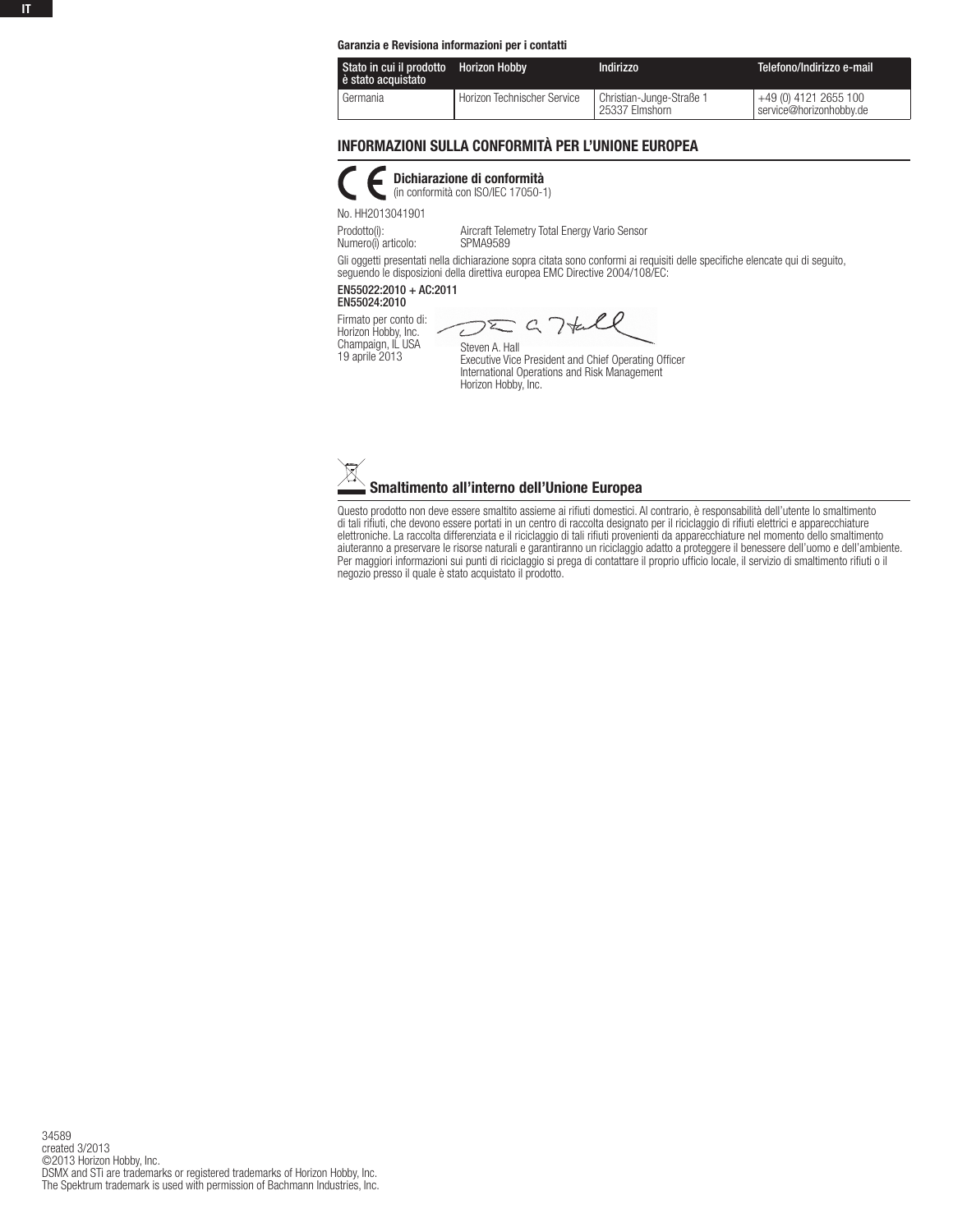**Garanzia e Revisiona informazioni per i contatti**

| Stato in cui il prodotto è stato acquistato | Horizon Hobby | Indirizzo | Telefono/Indirizzo e-mail |
|---|---|---|---|
| Germania | Horizon Technischer Service | Christian-Junge-Straße 1<br>25337 Elmshorn | +49 (0) 4121 2655 100<br>service@horizonhobby.de |

## INFORMAZIONI SULLA CONFORMITÀ PER L'UNIONE EUROPEA

**Dichiarazione di conformità**
(in conformità con ISO/IEC 17050-1)

No. HH2013041901

Prodotto(i): Aircraft Telemetry Total Energy Vario Sensor
Numero(i) articolo: SPMA9589

Gli oggetti presentati nella dichiarazione sopra citata sono conformi ai requisiti delle specifiche elencate qui di seguito, seguendo le disposizioni della direttiva europea EMC Directive 2004/108/EC:

**EN55022:2010 + AC:2011**
**EN55024:2010**

Firmato per conto di:
Horizon Hobby, Inc.
Champaign, IL USA
19 aprile 2013

Steven A. Hall
Executive Vice President and Chief Operating Officer
International Operations and Risk Management
Horizon Hobby, Inc.

### Smaltimento all'interno dell'Unione Europea

Questo prodotto non deve essere smaltito assieme ai rifiuti domestici. Al contrario, è responsabilità dell'utente lo smaltimento di tali rifiuti, che devono essere portati in un centro di raccolta designato per il riciclaggio di rifiuti elettrici e apparecchiature elettroniche. La raccolta differenziata e il riciclaggio di tali rifiuti provenienti da apparecchiature nel momento dello smaltimento aiuteranno a preservare le risorse naturali e garantiranno un riciclaggio adatto a proteggere il benessere dell'uomo e dell'ambiente. Per maggiori informazioni sui punti di riciclaggio si prega di contattare il proprio ufficio locale, il servizio di smaltimento rifiuti o il negozio presso il quale è stato acquistato il prodotto.

34589
created 3/2013
©2013 Horizon Hobby, Inc.
DSMX and STi are trademarks or registered trademarks of Horizon Hobby, Inc.
The Spektrum trademark is used with permission of Bachmann Industries, Inc.